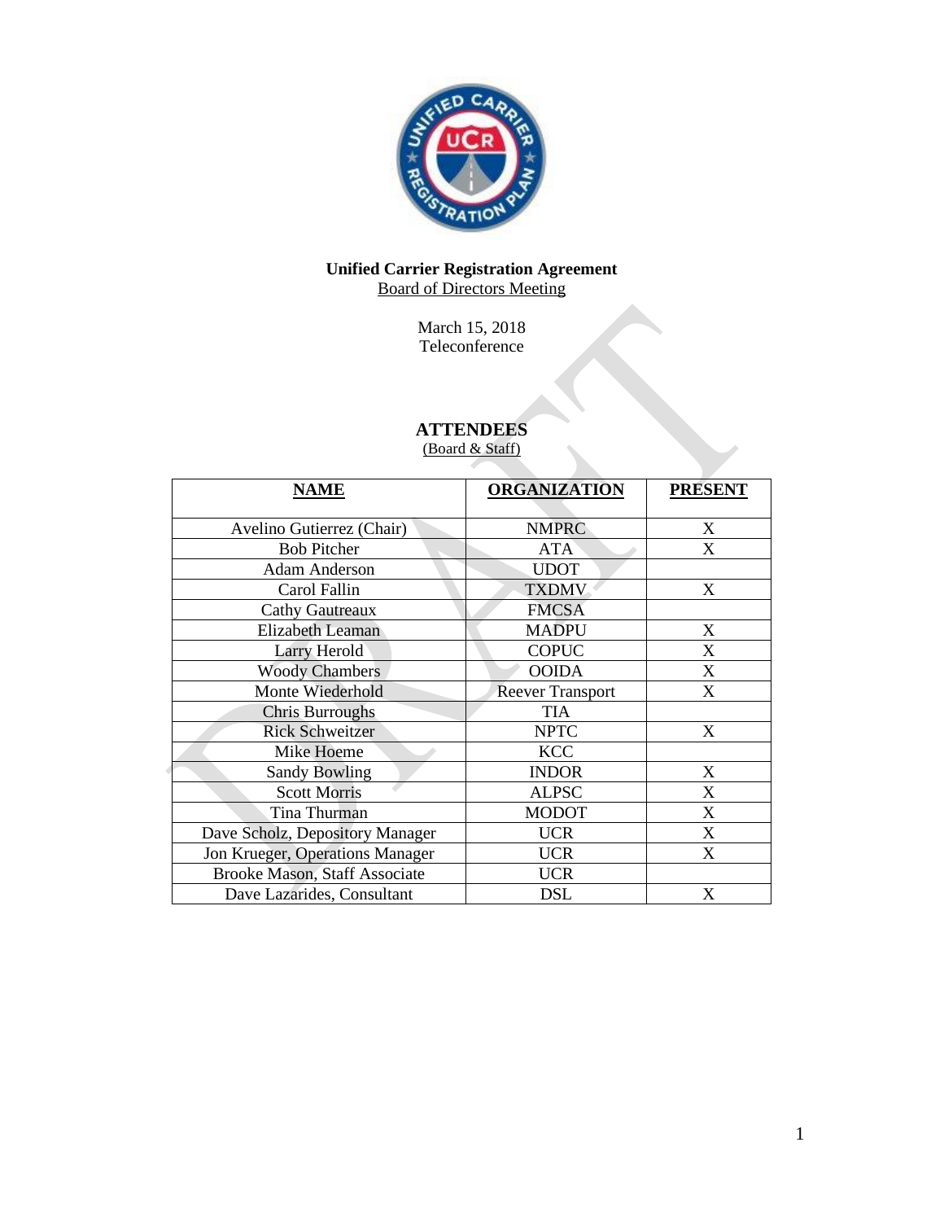**Unified Carrier Registration Agreement**
Board of Directors Meeting

March 15, 2018
Teleconference

## ATTENDEES

(Board & Staff)

| NAME | ORGANIZATION | PRESENT |
|---|---|---|
| Avelino Gutierrez (Chair) | NMPRC | X |
| Bob Pitcher | ATA | X |
| Adam Anderson | UDOT | |
| Carol Fallin | TXDMV | X |
| Cathy Gautreaux | FMCSA | |
| Elizabeth Leaman | MADPU | X |
| Larry Herold | COPUC | X |
| Woody Chambers | OOIDA | X |
| Monte Wiederhold | Reever Transport | X |
| Chris Burroughs | TIA | |
| Rick Schweitzer | NPTC | X |
| Mike Hoeme | KCC | |
| Sandy Bowling | INDOR | X |
| Scott Morris | ALPSC | X |
| Tina Thurman | MODOT | X |
| Dave Scholz, Depository Manager | UCR | X |
| Jon Krueger, Operations Manager | UCR | X |
| Brooke Mason, Staff Associate | UCR | |
| Dave Lazarides, Consultant | DSL | X |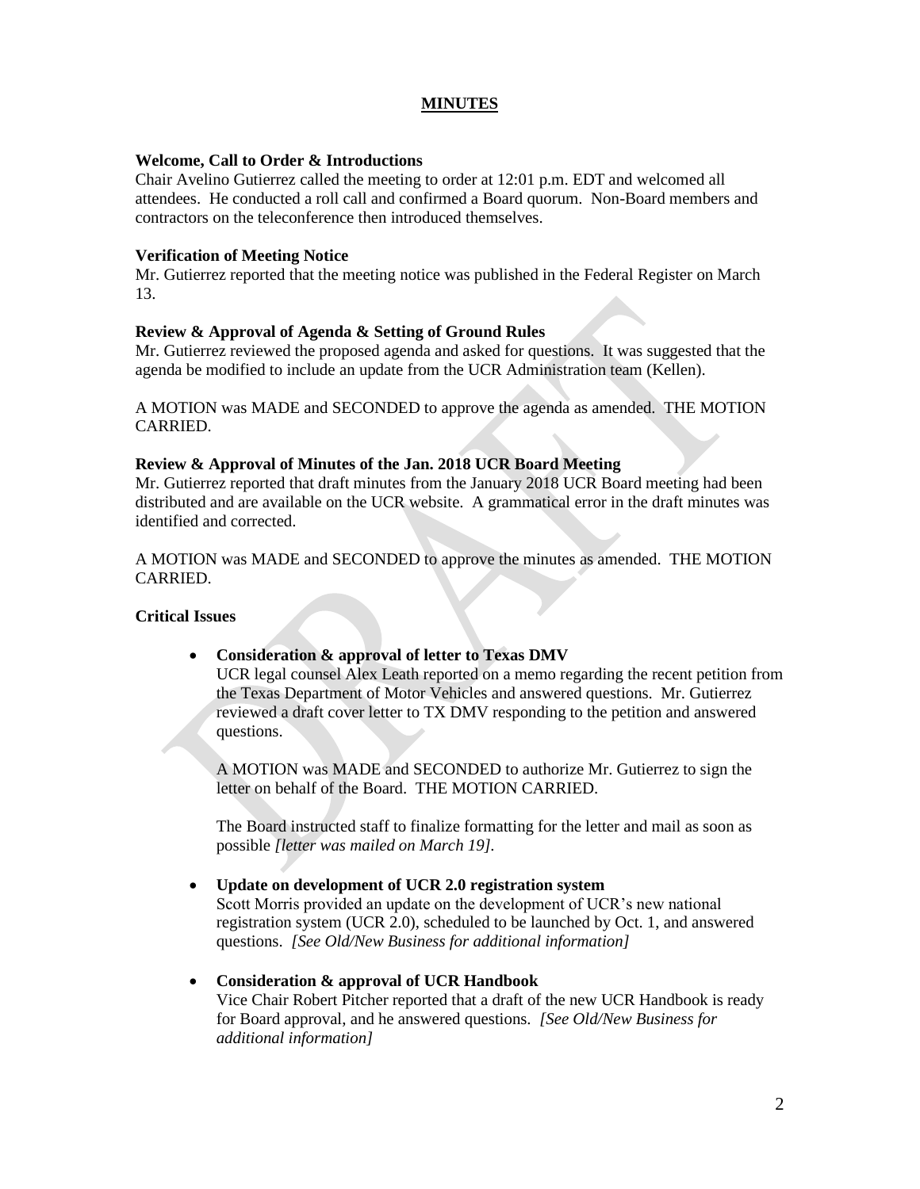# MINUTES

**Welcome, Call to Order & Introductions**
Chair Avelino Gutierrez called the meeting to order at 12:01 p.m. EDT and welcomed all attendees. He conducted a roll call and confirmed a Board quorum. Non-Board members and contractors on the teleconference then introduced themselves.

**Verification of Meeting Notice**
Mr. Gutierrez reported that the meeting notice was published in the Federal Register on March 13.

**Review & Approval of Agenda & Setting of Ground Rules**
Mr. Gutierrez reviewed the proposed agenda and asked for questions. It was suggested that the agenda be modified to include an update from the UCR Administration team (Kellen).

A MOTION was MADE and SECONDED to approve the agenda as amended. THE MOTION CARRIED.

**Review & Approval of Minutes of the Jan. 2018 UCR Board Meeting**
Mr. Gutierrez reported that draft minutes from the January 2018 UCR Board meeting had been distributed and are available on the UCR website. A grammatical error in the draft minutes was identified and corrected.

A MOTION was MADE and SECONDED to approve the minutes as amended. THE MOTION CARRIED.

**Critical Issues**

- **Consideration & approval of letter to Texas DMV**
  UCR legal counsel Alex Leath reported on a memo regarding the recent petition from the Texas Department of Motor Vehicles and answered questions. Mr. Gutierrez reviewed a draft cover letter to TX DMV responding to the petition and answered questions.

  A MOTION was MADE and SECONDED to authorize Mr. Gutierrez to sign the letter on behalf of the Board. THE MOTION CARRIED.

  The Board instructed staff to finalize formatting for the letter and mail as soon as possible *[letter was mailed on March 19].*

- **Update on development of UCR 2.0 registration system**
  Scott Morris provided an update on the development of UCR's new national registration system (UCR 2.0), scheduled to be launched by Oct. 1, and answered questions. *[See Old/New Business for additional information]*

- **Consideration & approval of UCR Handbook**
  Vice Chair Robert Pitcher reported that a draft of the new UCR Handbook is ready for Board approval, and he answered questions. *[See Old/New Business for additional information]*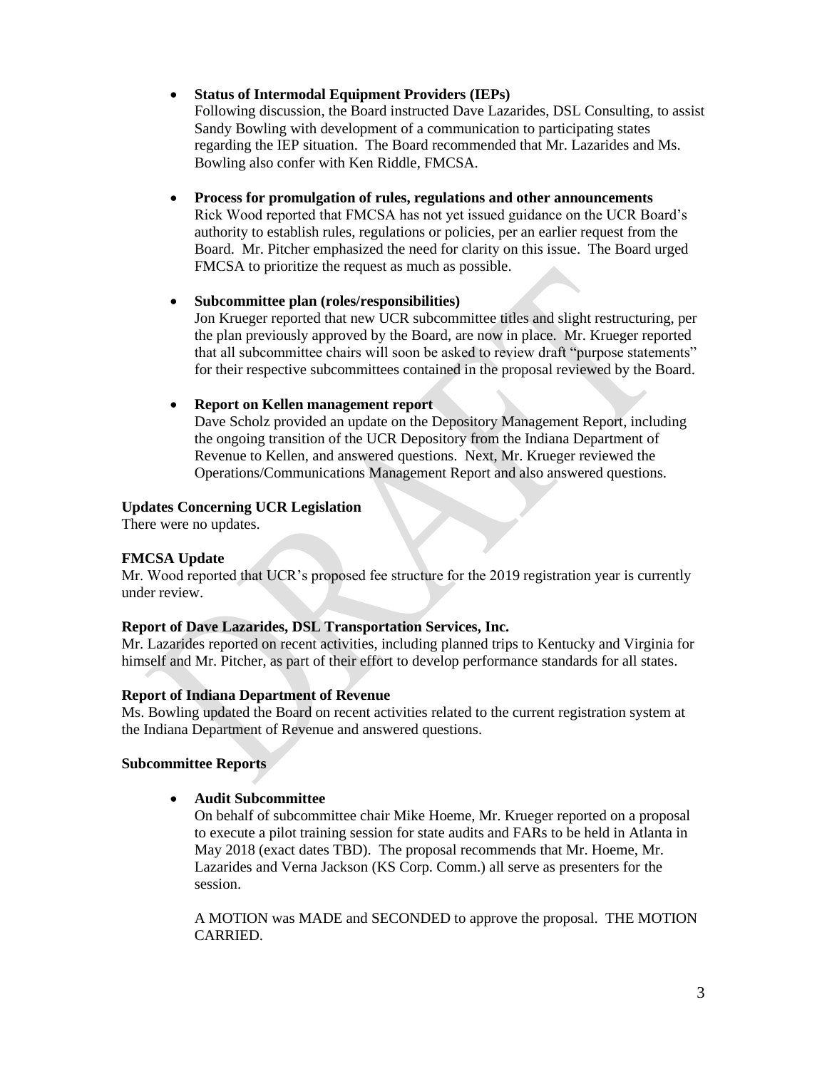- **Status of Intermodal Equipment Providers (IEPs)**
  Following discussion, the Board instructed Dave Lazarides, DSL Consulting, to assist Sandy Bowling with development of a communication to participating states regarding the IEP situation. The Board recommended that Mr. Lazarides and Ms. Bowling also confer with Ken Riddle, FMCSA.

- **Process for promulgation of rules, regulations and other announcements**
  Rick Wood reported that FMCSA has not yet issued guidance on the UCR Board's authority to establish rules, regulations or policies, per an earlier request from the Board. Mr. Pitcher emphasized the need for clarity on this issue. The Board urged FMCSA to prioritize the request as much as possible.

- **Subcommittee plan (roles/responsibilities)**
  Jon Krueger reported that new UCR subcommittee titles and slight restructuring, per the plan previously approved by the Board, are now in place. Mr. Krueger reported that all subcommittee chairs will soon be asked to review draft "purpose statements" for their respective subcommittees contained in the proposal reviewed by the Board.

- **Report on Kellen management report**
  Dave Scholz provided an update on the Depository Management Report, including the ongoing transition of the UCR Depository from the Indiana Department of Revenue to Kellen, and answered questions. Next, Mr. Krueger reviewed the Operations/Communications Management Report and also answered questions.

**Updates Concerning UCR Legislation**
There were no updates.

**FMCSA Update**
Mr. Wood reported that UCR's proposed fee structure for the 2019 registration year is currently under review.

**Report of Dave Lazarides, DSL Transportation Services, Inc.**
Mr. Lazarides reported on recent activities, including planned trips to Kentucky and Virginia for himself and Mr. Pitcher, as part of their effort to develop performance standards for all states.

**Report of Indiana Department of Revenue**
Ms. Bowling updated the Board on recent activities related to the current registration system at the Indiana Department of Revenue and answered questions.

**Subcommittee Reports**

- **Audit Subcommittee**
  On behalf of subcommittee chair Mike Hoeme, Mr. Krueger reported on a proposal to execute a pilot training session for state audits and FARs to be held in Atlanta in May 2018 (exact dates TBD). The proposal recommends that Mr. Hoeme, Mr. Lazarides and Verna Jackson (KS Corp. Comm.) all serve as presenters for the session.

  A MOTION was MADE and SECONDED to approve the proposal. THE MOTION CARRIED.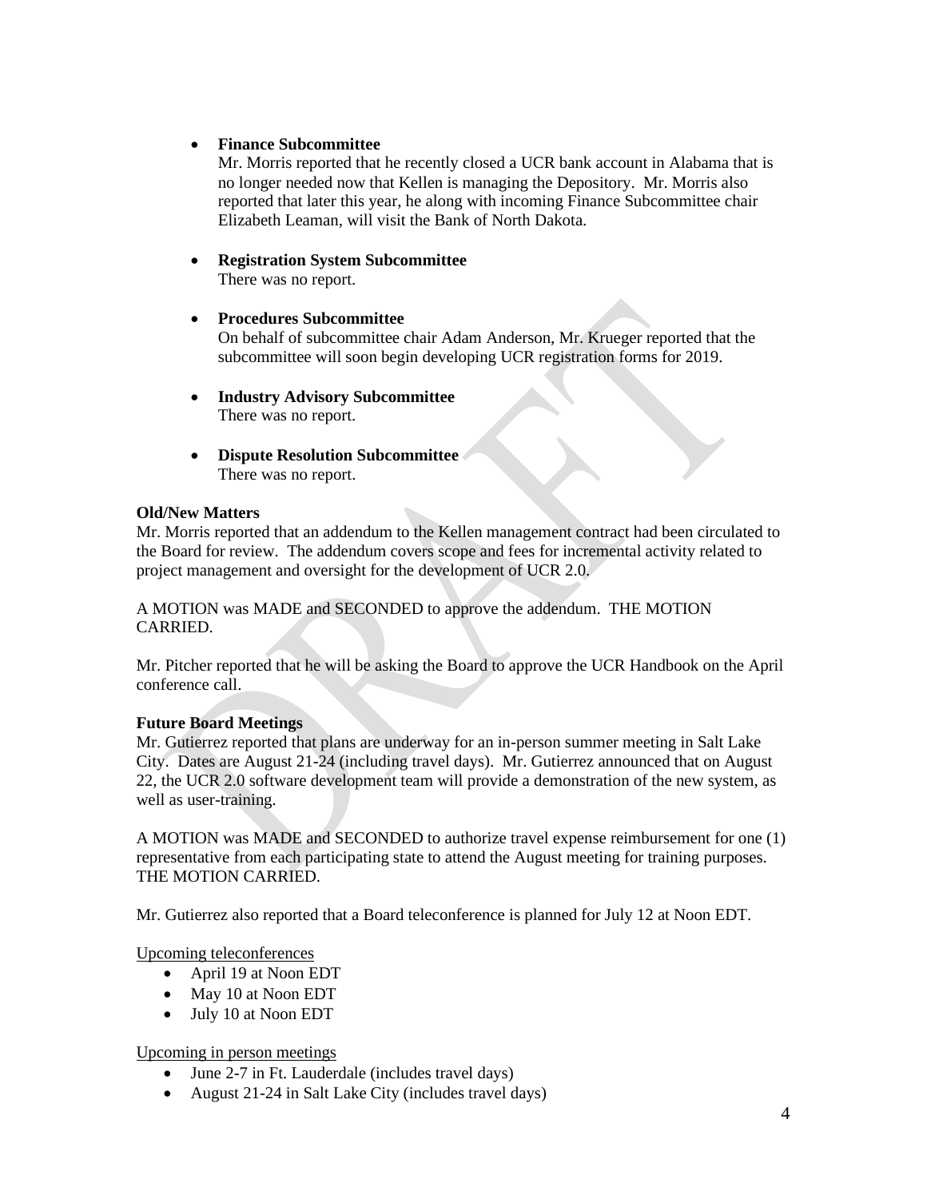- **Finance Subcommittee**
  Mr. Morris reported that he recently closed a UCR bank account in Alabama that is no longer needed now that Kellen is managing the Depository. Mr. Morris also reported that later this year, he along with incoming Finance Subcommittee chair Elizabeth Leaman, will visit the Bank of North Dakota.

- **Registration System Subcommittee**
  There was no report.

- **Procedures Subcommittee**
  On behalf of subcommittee chair Adam Anderson, Mr. Krueger reported that the subcommittee will soon begin developing UCR registration forms for 2019.

- **Industry Advisory Subcommittee**
  There was no report.

- **Dispute Resolution Subcommittee**
  There was no report.

**Old/New Matters**

Mr. Morris reported that an addendum to the Kellen management contract had been circulated to the Board for review. The addendum covers scope and fees for incremental activity related to project management and oversight for the development of UCR 2.0.

A MOTION was MADE and SECONDED to approve the addendum. THE MOTION CARRIED.

Mr. Pitcher reported that he will be asking the Board to approve the UCR Handbook on the April conference call.

**Future Board Meetings**

Mr. Gutierrez reported that plans are underway for an in-person summer meeting in Salt Lake City. Dates are August 21-24 (including travel days). Mr. Gutierrez announced that on August 22, the UCR 2.0 software development team will provide a demonstration of the new system, as well as user-training.

A MOTION was MADE and SECONDED to authorize travel expense reimbursement for one (1) representative from each participating state to attend the August meeting for training purposes. THE MOTION CARRIED.

Mr. Gutierrez also reported that a Board teleconference is planned for July 12 at Noon EDT.

Upcoming teleconferences

- April 19 at Noon EDT
- May 10 at Noon EDT
- July 10 at Noon EDT

Upcoming in person meetings

- June 2-7 in Ft. Lauderdale (includes travel days)
- August 21-24 in Salt Lake City (includes travel days)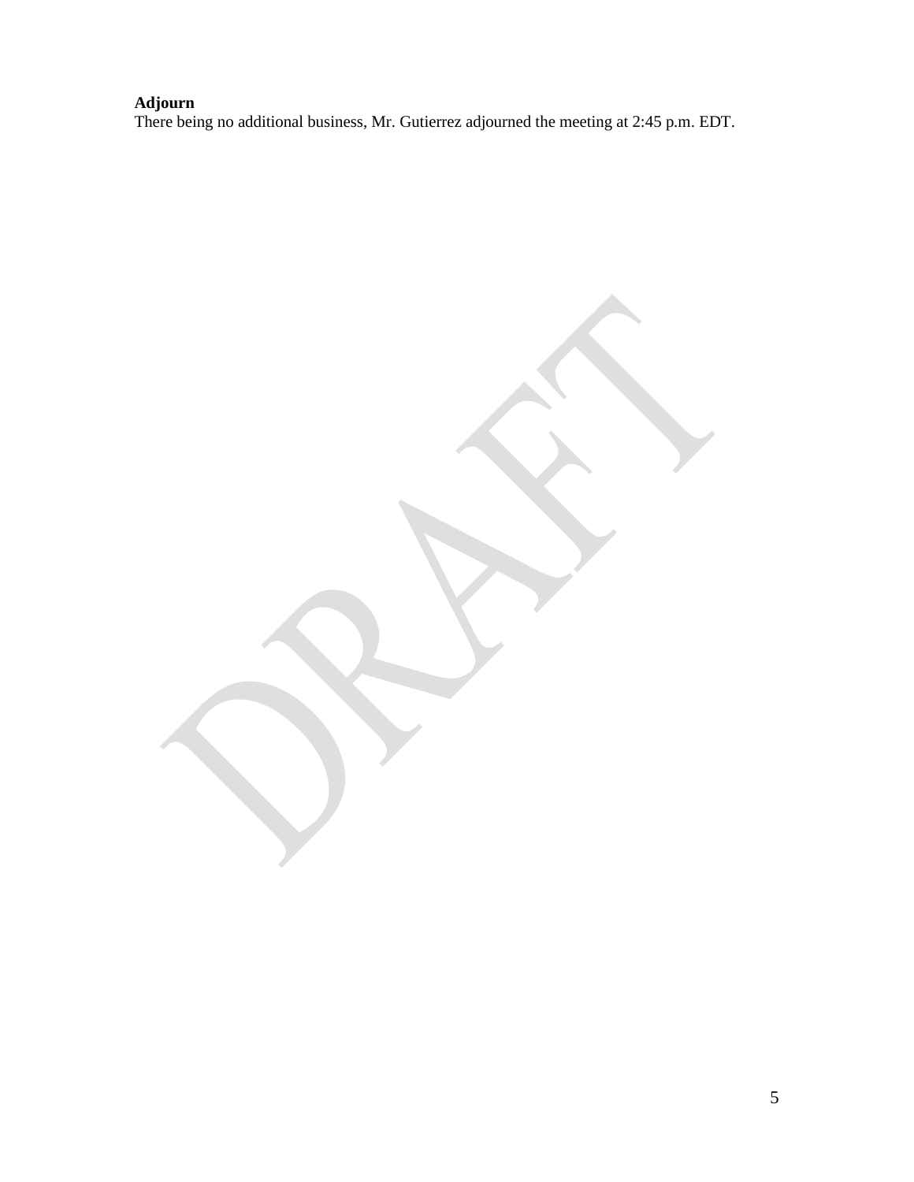**Adjourn**

There being no additional business, Mr. Gutierrez adjourned the meeting at 2:45 p.m. EDT.